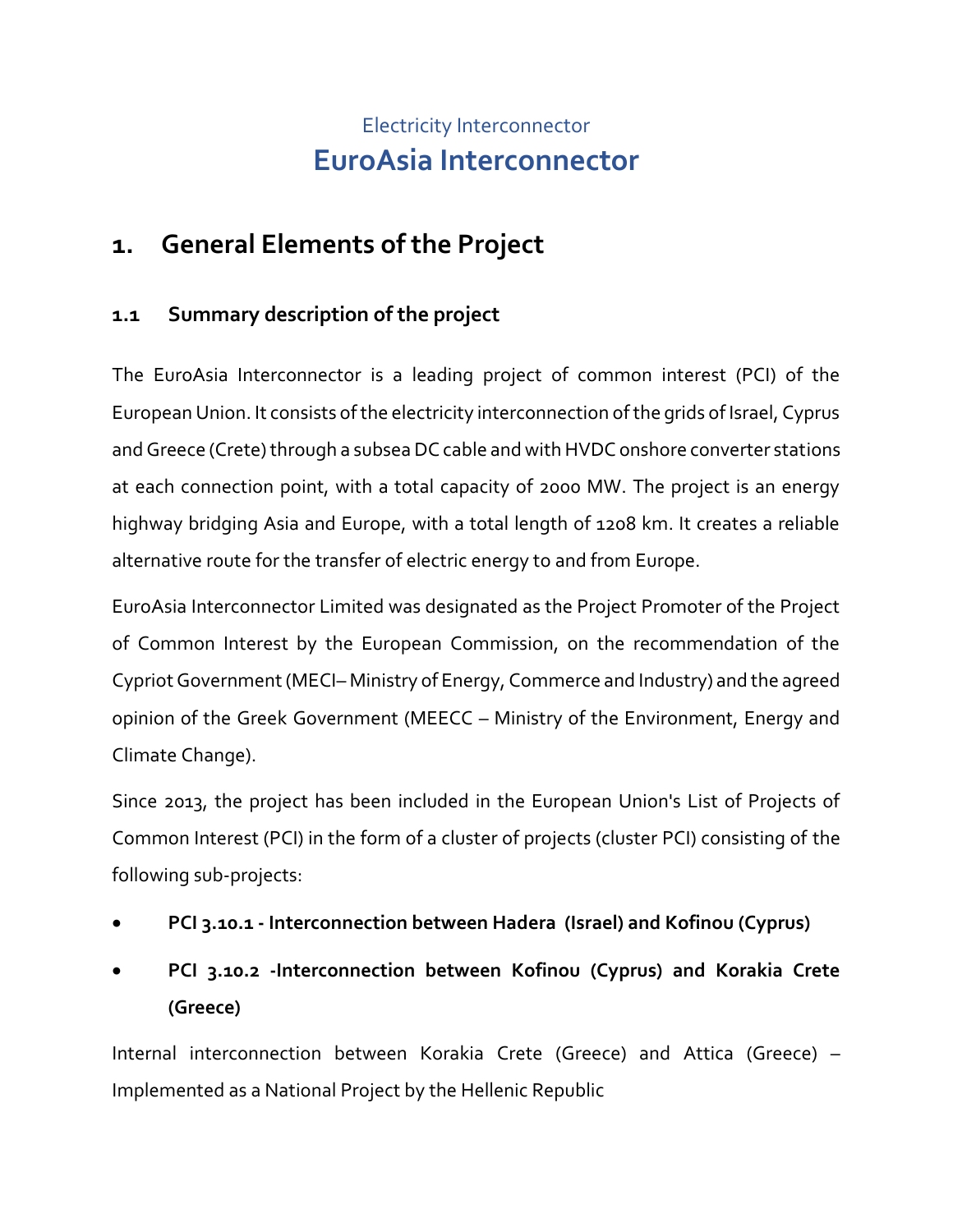Electricity Interconnector

# EuroAsia Interconnector

## 1. General Elements of the Project

### 1.1 Summary description of the project

The EuroAsia Interconnector is a leading project of common interest (PCI) of the European Union. It consists of the electricity interconnection of the grids of Israel, Cyprus and Greece (Crete) through a subsea DC cable and with HVDC onshore converter stations at each connection point, with a total capacity of 2000 MW. The project is an energy highway bridging Asia and Europe, with a total length of 1208 km. It creates a reliable alternative route for the transfer of electric energy to and from Europe.

EuroAsia Interconnector Limited was designated as the Project Promoter of the Project of Common Interest by the European Commission, on the recommendation of the Cypriot Government (MECI– Ministry of Energy, Commerce and Industry) and the agreed opinion of the Greek Government (MEECC – Ministry of the Environment, Energy and Climate Change).

Since 2013, the project has been included in the European Union's List of Projects of Common Interest (PCI) in the form of a cluster of projects (cluster PCI) consisting of the following sub-projects:

- **PCI 3.10.1 - Interconnection between Hadera (Israel) and Kofinou (Cyprus)**
- **PCI 3.10.2 -Interconnection between Kofinou (Cyprus) and Korakia Crete (Greece)**

Internal interconnection between Korakia Crete (Greece) and Attica (Greece) – Implemented as a National Project by the Hellenic Republic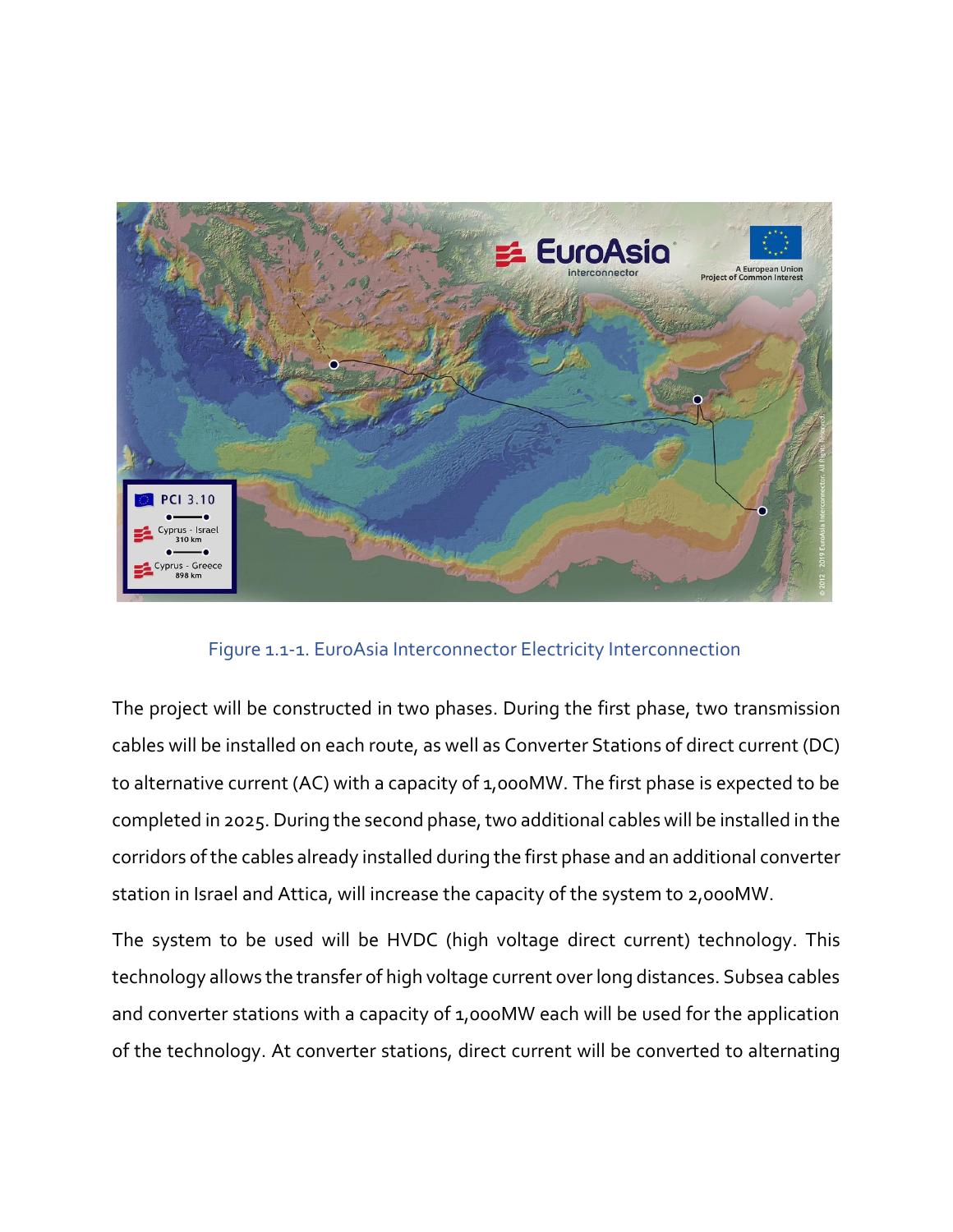Figure 1.1-1. EuroAsia Interconnector Electricity Interconnection

The project will be constructed in two phases. During the first phase, two transmission cables will be installed on each route, as well as Converter Stations of direct current (DC) to alternative current (AC) with a capacity of 1,000MW. The first phase is expected to be completed in 2025. During the second phase, two additional cables will be installed in the corridors of the cables already installed during the first phase and an additional converter station in Israel and Attica, will increase the capacity of the system to 2,000MW.

The system to be used will be HVDC (high voltage direct current) technology. This technology allows the transfer of high voltage current over long distances. Subsea cables and converter stations with a capacity of 1,000MW each will be used for the application of the technology. At converter stations, direct current will be converted to alternating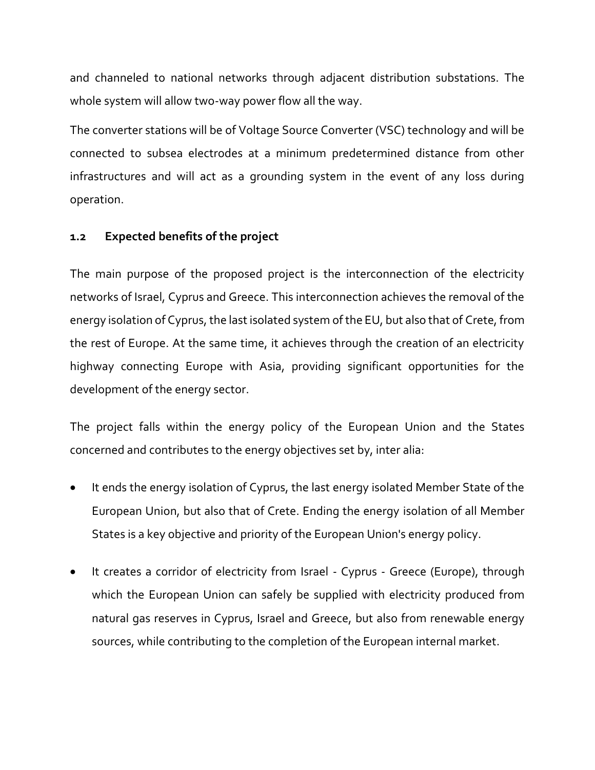and channeled to national networks through adjacent distribution substations. The whole system will allow two-way power flow all the way.

The converter stations will be of Voltage Source Converter (VSC) technology and will be connected to subsea electrodes at a minimum predetermined distance from other infrastructures and will act as a grounding system in the event of any loss during operation.

### 1.2 Expected benefits of the project

The main purpose of the proposed project is the interconnection of the electricity networks of Israel, Cyprus and Greece. This interconnection achieves the removal of the energy isolation of Cyprus, the last isolated system of the EU, but also that of Crete, from the rest of Europe. At the same time, it achieves through the creation of an electricity highway connecting Europe with Asia, providing significant opportunities for the development of the energy sector.

The project falls within the energy policy of the European Union and the States concerned and contributes to the energy objectives set by, inter alia:

- It ends the energy isolation of Cyprus, the last energy isolated Member State of the European Union, but also that of Crete. Ending the energy isolation of all Member States is a key objective and priority of the European Union's energy policy.
- It creates a corridor of electricity from Israel - Cyprus - Greece (Europe), through which the European Union can safely be supplied with electricity produced from natural gas reserves in Cyprus, Israel and Greece, but also from renewable energy sources, while contributing to the completion of the European internal market.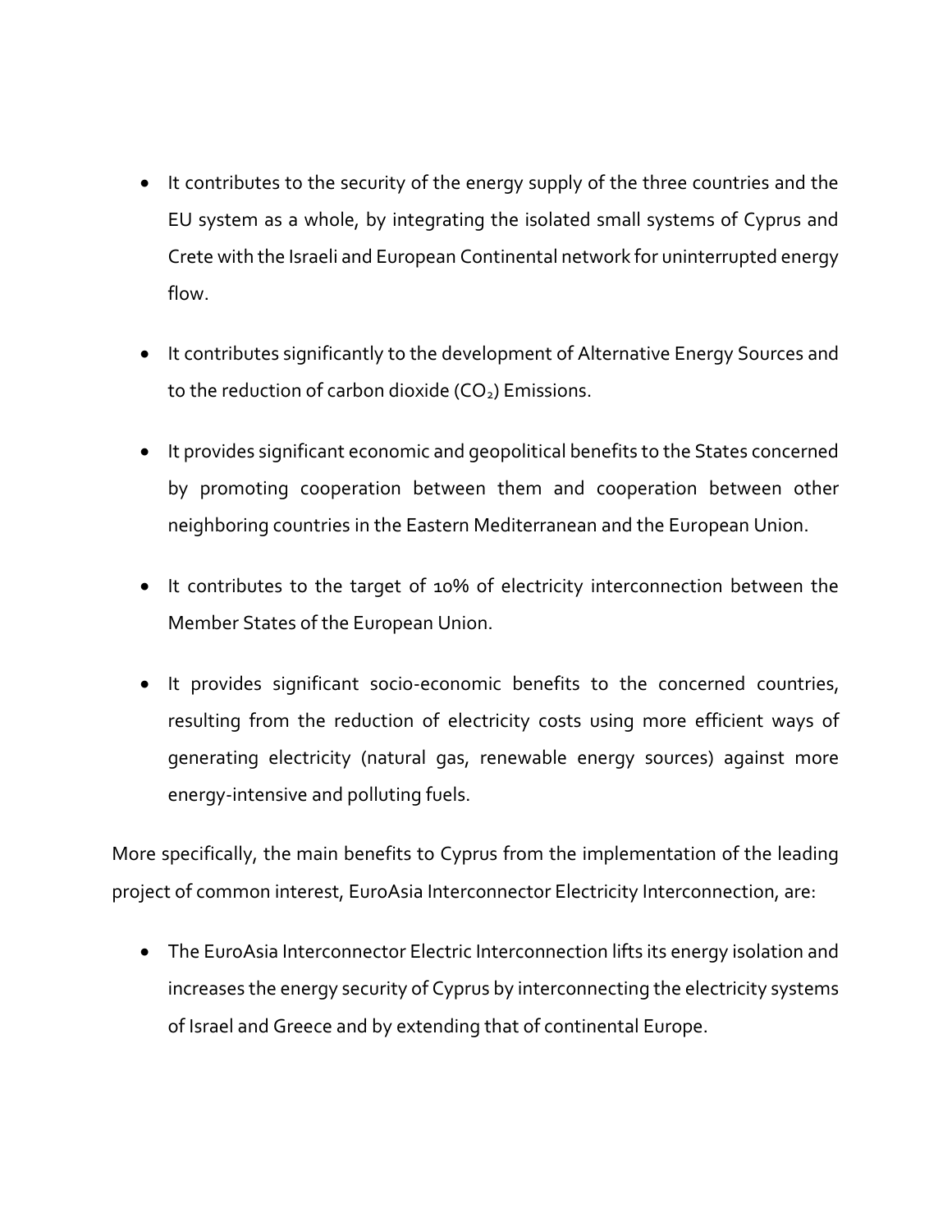- It contributes to the security of the energy supply of the three countries and the EU system as a whole, by integrating the isolated small systems of Cyprus and Crete with the Israeli and European Continental network for uninterrupted energy flow.

- It contributes significantly to the development of Alternative Energy Sources and to the reduction of carbon dioxide ($CO_2$) Emissions.

- It provides significant economic and geopolitical benefits to the States concerned by promoting cooperation between them and cooperation between other neighboring countries in the Eastern Mediterranean and the European Union.

- It contributes to the target of 10% of electricity interconnection between the Member States of the European Union.

- It provides significant socio-economic benefits to the concerned countries, resulting from the reduction of electricity costs using more efficient ways of generating electricity (natural gas, renewable energy sources) against more energy-intensive and polluting fuels.

More specifically, the main benefits to Cyprus from the implementation of the leading project of common interest, EuroAsia Interconnector Electricity Interconnection, are:

- The EuroAsia Interconnector Electric Interconnection lifts its energy isolation and increases the energy security of Cyprus by interconnecting the electricity systems of Israel and Greece and by extending that of continental Europe.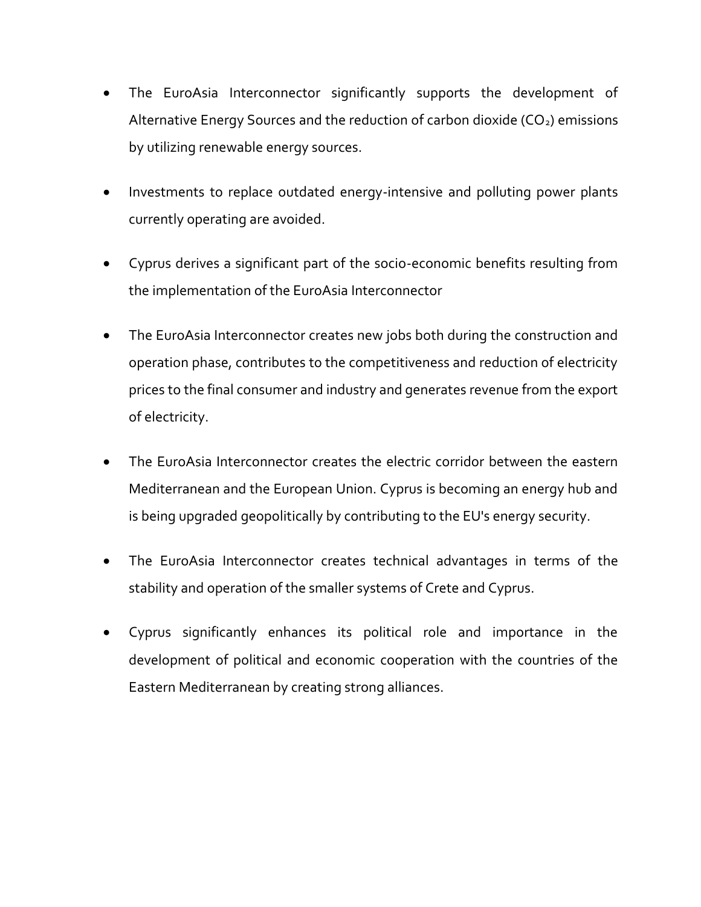- The EuroAsia Interconnector significantly supports the development of Alternative Energy Sources and the reduction of carbon dioxide ($CO_2$) emissions by utilizing renewable energy sources.

- Investments to replace outdated energy-intensive and polluting power plants currently operating are avoided.

- Cyprus derives a significant part of the socio-economic benefits resulting from the implementation of the EuroAsia Interconnector

- The EuroAsia Interconnector creates new jobs both during the construction and operation phase, contributes to the competitiveness and reduction of electricity prices to the final consumer and industry and generates revenue from the export of electricity.

- The EuroAsia Interconnector creates the electric corridor between the eastern Mediterranean and the European Union. Cyprus is becoming an energy hub and is being upgraded geopolitically by contributing to the EU's energy security.

- The EuroAsia Interconnector creates technical advantages in terms of the stability and operation of the smaller systems of Crete and Cyprus.

- Cyprus significantly enhances its political role and importance in the development of political and economic cooperation with the countries of the Eastern Mediterranean by creating strong alliances.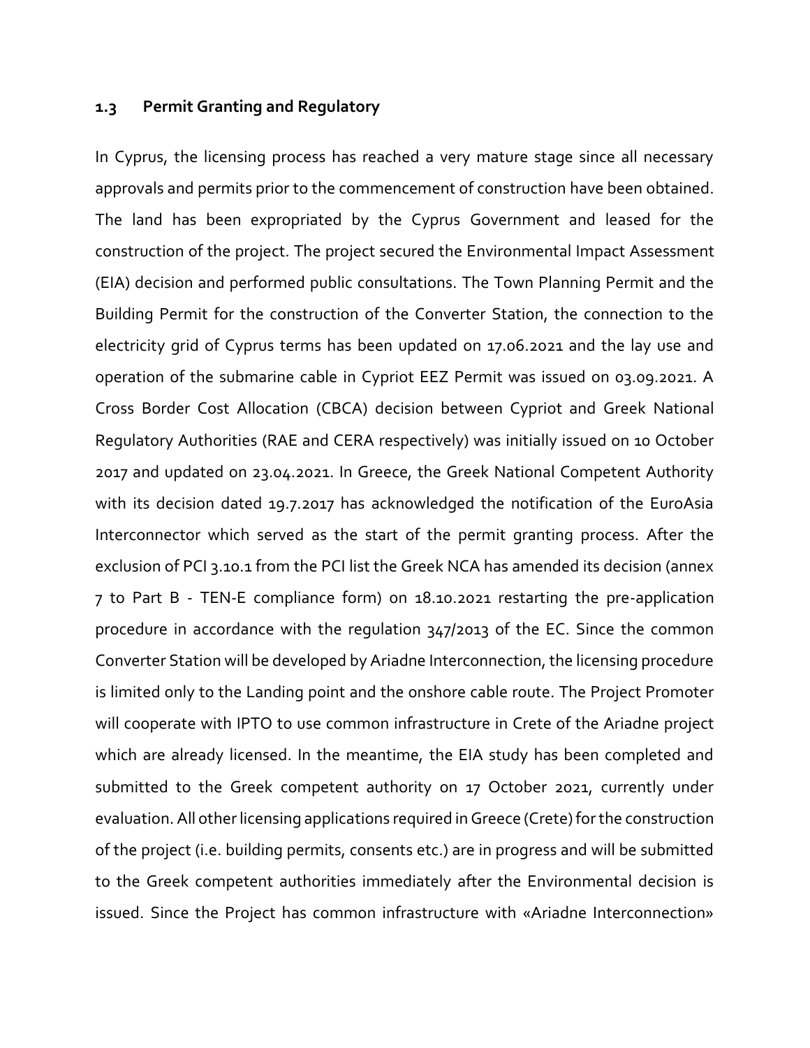## 1.3 Permit Granting and Regulatory

In Cyprus, the licensing process has reached a very mature stage since all necessary approvals and permits prior to the commencement of construction have been obtained. The land has been expropriated by the Cyprus Government and leased for the construction of the project. The project secured the Environmental Impact Assessment (EIA) decision and performed public consultations. The Town Planning Permit and the Building Permit for the construction of the Converter Station, the connection to the electricity grid of Cyprus terms has been updated on 17.06.2021 and the lay use and operation of the submarine cable in Cypriot EEZ Permit was issued on 03.09.2021. A Cross Border Cost Allocation (CBCA) decision between Cypriot and Greek National Regulatory Authorities (RAE and CERA respectively) was initially issued on 10 October 2017 and updated on 23.04.2021. In Greece, the Greek National Competent Authority with its decision dated 19.7.2017 has acknowledged the notification of the EuroAsia Interconnector which served as the start of the permit granting process. After the exclusion of PCI 3.10.1 from the PCI list the Greek NCA has amended its decision (annex 7 to Part B - TEN-E compliance form) on 18.10.2021 restarting the pre-application procedure in accordance with the regulation 347/2013 of the EC. Since the common Converter Station will be developed by Ariadne Interconnection, the licensing procedure is limited only to the Landing point and the onshore cable route. The Project Promoter will cooperate with IPTO to use common infrastructure in Crete of the Ariadne project which are already licensed. In the meantime, the EIA study has been completed and submitted to the Greek competent authority on 17 October 2021, currently under evaluation. All other licensing applications required in Greece (Crete) for the construction of the project (i.e. building permits, consents etc.) are in progress and will be submitted to the Greek competent authorities immediately after the Environmental decision is issued. Since the Project has common infrastructure with «Ariadne Interconnection»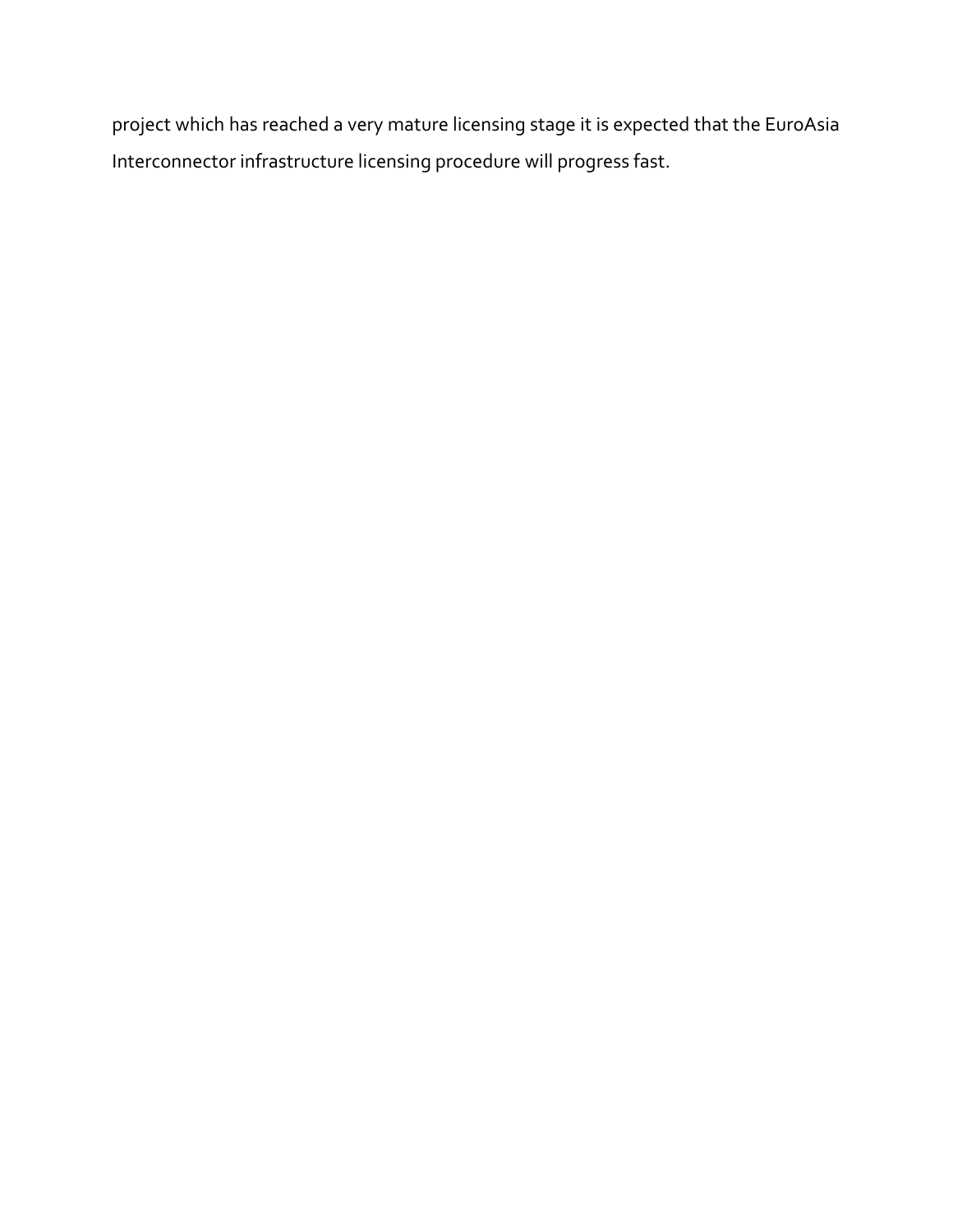project which has reached a very mature licensing stage it is expected that the EuroAsia Interconnector infrastructure licensing procedure will progress fast.